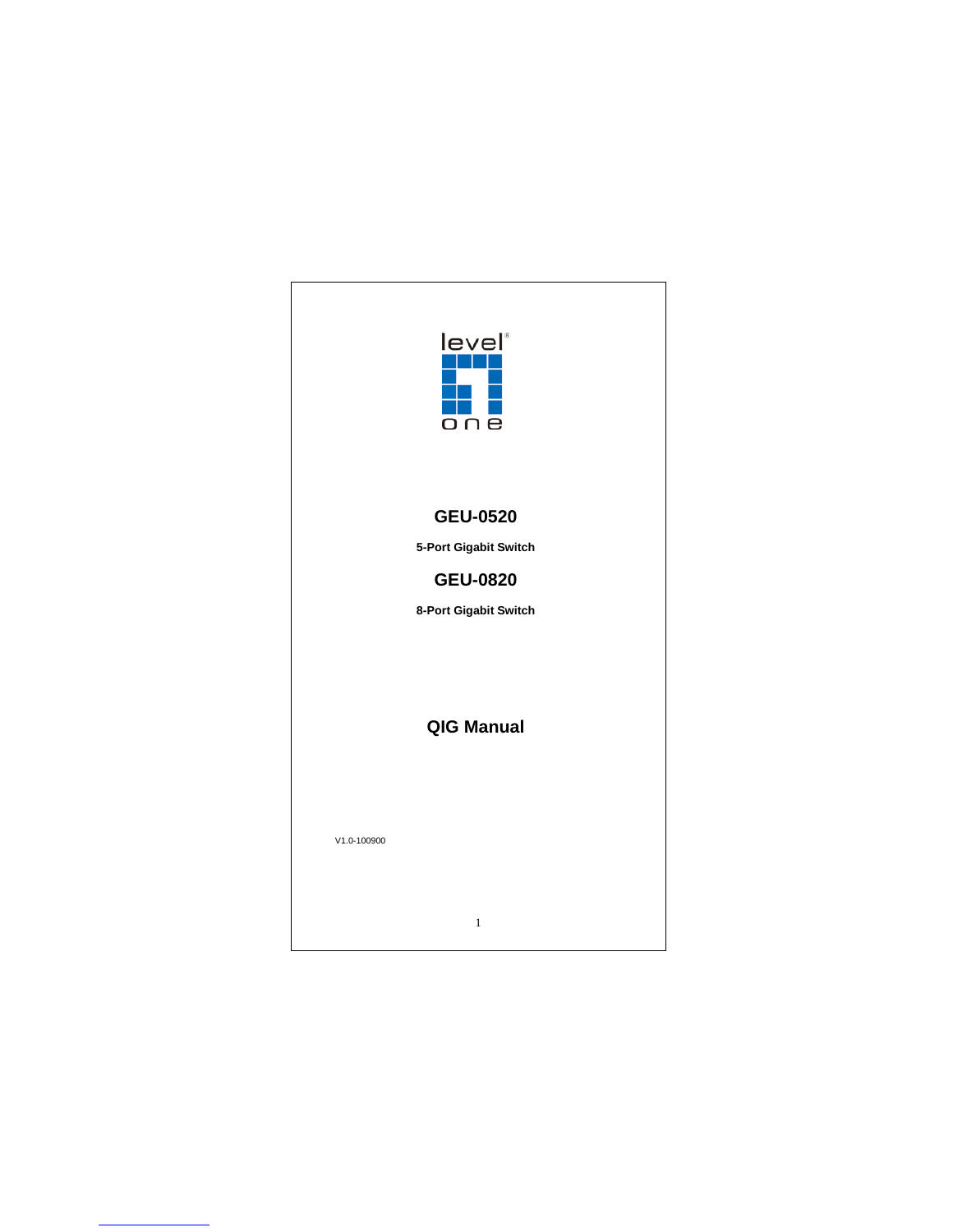level one

# GEU-0520

**5-Port Gigabit Switch**

# GEU-0820

**8-Port Gigabit Switch**

## QIG Manual

V1.0-100900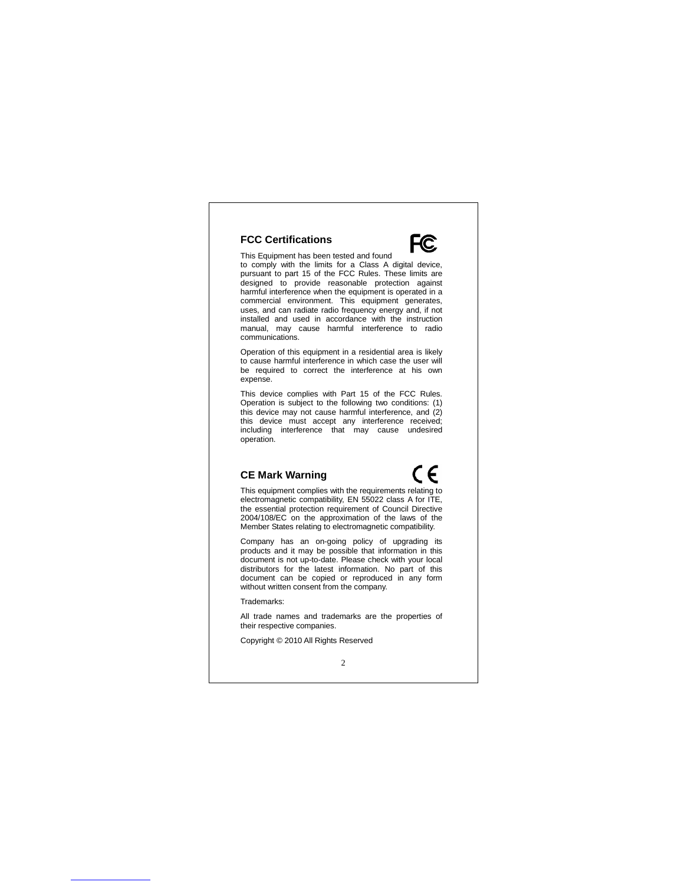## FCC Certifications

This Equipment has been tested and found to comply with the limits for a Class A digital device, pursuant to part 15 of the FCC Rules. These limits are designed to provide reasonable protection against harmful interference when the equipment is operated in a commercial environment. This equipment generates, uses, and can radiate radio frequency energy and, if not installed and used in accordance with the instruction manual, may cause harmful interference to radio communications.

Operation of this equipment in a residential area is likely to cause harmful interference in which case the user will be required to correct the interference at his own expense.

This device complies with Part 15 of the FCC Rules. Operation is subject to the following two conditions: (1) this device may not cause harmful interference, and (2) this device must accept any interference received; including interference that may cause undesired operation.

## CE Mark Warning

This equipment complies with the requirements relating to electromagnetic compatibility, EN 55022 class A for ITE, the essential protection requirement of Council Directive 2004/108/EC on the approximation of the laws of the Member States relating to electromagnetic compatibility.

Company has an on-going policy of upgrading its products and it may be possible that information in this document is not up-to-date. Please check with your local distributors for the latest information. No part of this document can be copied or reproduced in any form without written consent from the company.

Trademarks:

All trade names and trademarks are the properties of their respective companies.

Copyright © 2010 All Rights Reserved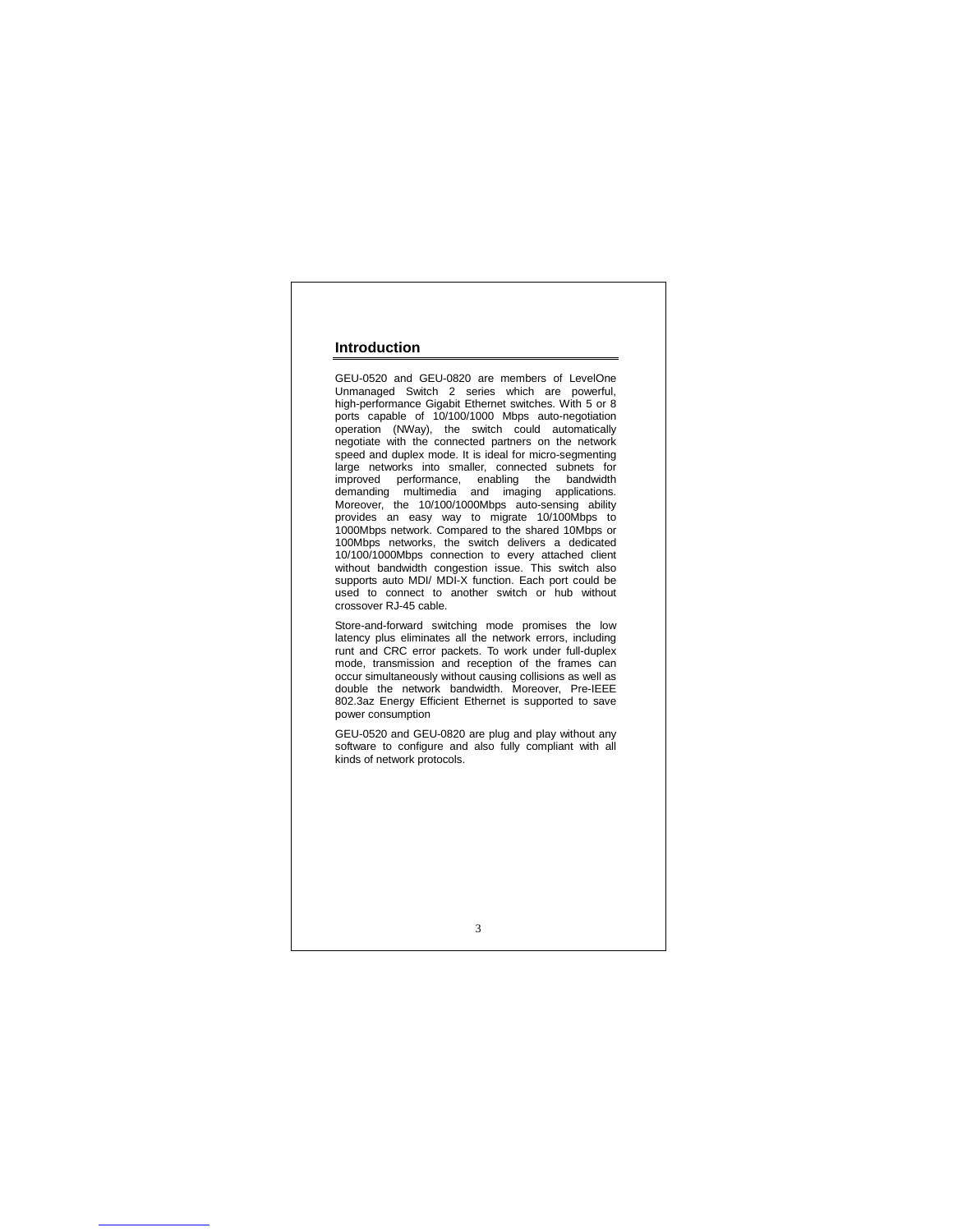## Introduction

GEU-0520 and GEU-0820 are members of LevelOne Unmanaged Switch 2 series which are powerful, high-performance Gigabit Ethernet switches. With 5 or 8 ports capable of 10/100/1000 Mbps auto-negotiation operation (NWay), the switch could automatically negotiate with the connected partners on the network speed and duplex mode. It is ideal for micro-segmenting large networks into smaller, connected subnets for improved performance, enabling the bandwidth demanding multimedia and imaging applications. Moreover, the 10/100/1000Mbps auto-sensing ability provides an easy way to migrate 10/100Mbps to 1000Mbps network. Compared to the shared 10Mbps or 100Mbps networks, the switch delivers a dedicated 10/100/1000Mbps connection to every attached client without bandwidth congestion issue. This switch also supports auto MDI/ MDI-X function. Each port could be used to connect to another switch or hub without crossover RJ-45 cable.

Store-and-forward switching mode promises the low latency plus eliminates all the network errors, including runt and CRC error packets. To work under full-duplex mode, transmission and reception of the frames can occur simultaneously without causing collisions as well as double the network bandwidth. Moreover, Pre-IEEE 802.3az Energy Efficient Ethernet is supported to save power consumption

GEU-0520 and GEU-0820 are plug and play without any software to configure and also fully compliant with all kinds of network protocols.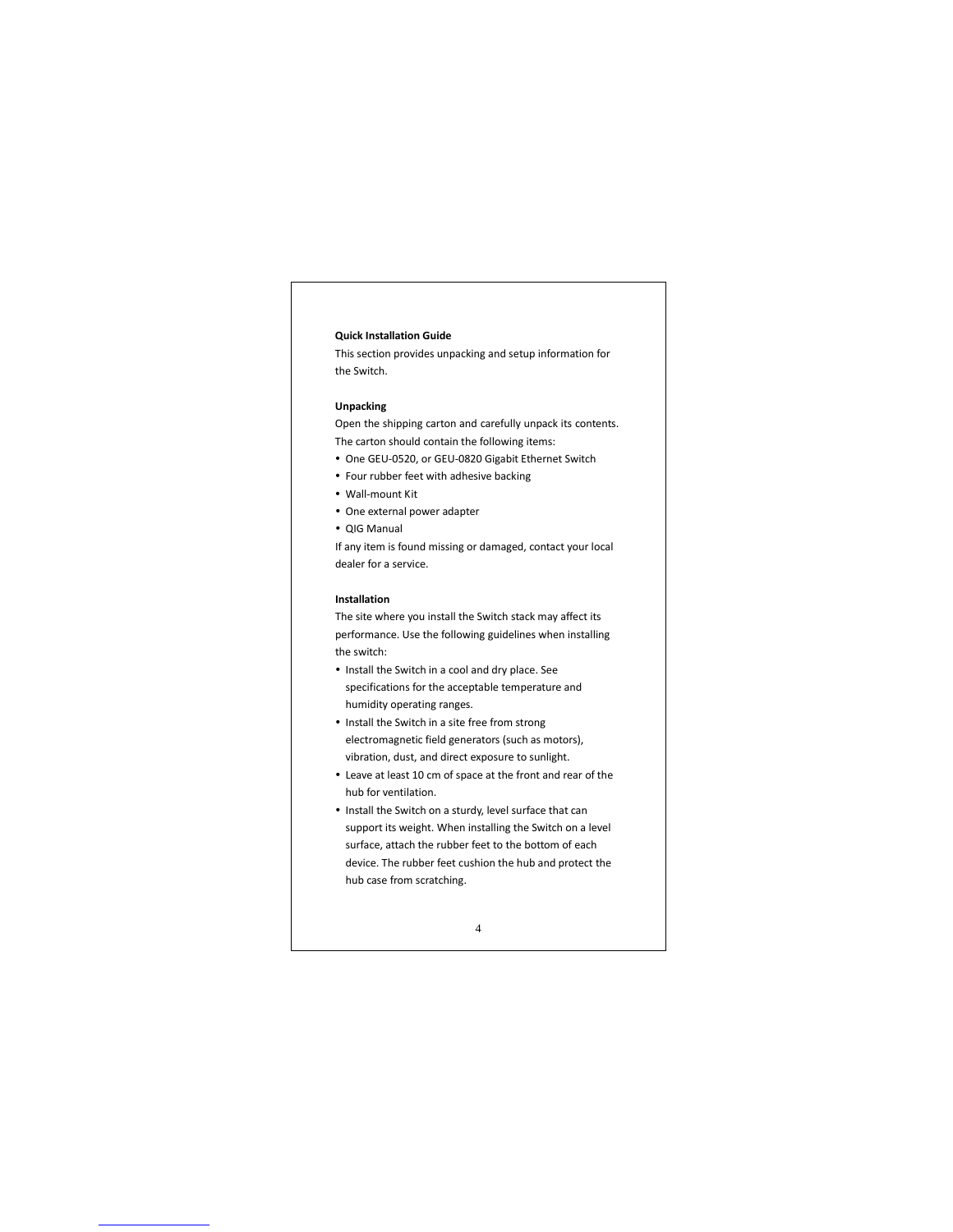## Quick Installation Guide

This section provides unpacking and setup information for the Switch.

### Unpacking

Open the shipping carton and carefully unpack its contents. The carton should contain the following items:

- One GEU-0520, or GEU-0820 Gigabit Ethernet Switch
- Four rubber feet with adhesive backing
- Wall-mount Kit
- One external power adapter
- QIG Manual

If any item is found missing or damaged, contact your local dealer for a service.

### Installation

The site where you install the Switch stack may affect its performance. Use the following guidelines when installing the switch:

- Install the Switch in a cool and dry place. See specifications for the acceptable temperature and humidity operating ranges.
- Install the Switch in a site free from strong electromagnetic field generators (such as motors), vibration, dust, and direct exposure to sunlight.
- Leave at least 10 cm of space at the front and rear of the hub for ventilation.
- Install the Switch on a sturdy, level surface that can support its weight. When installing the Switch on a level surface, attach the rubber feet to the bottom of each device. The rubber feet cushion the hub and protect the hub case from scratching.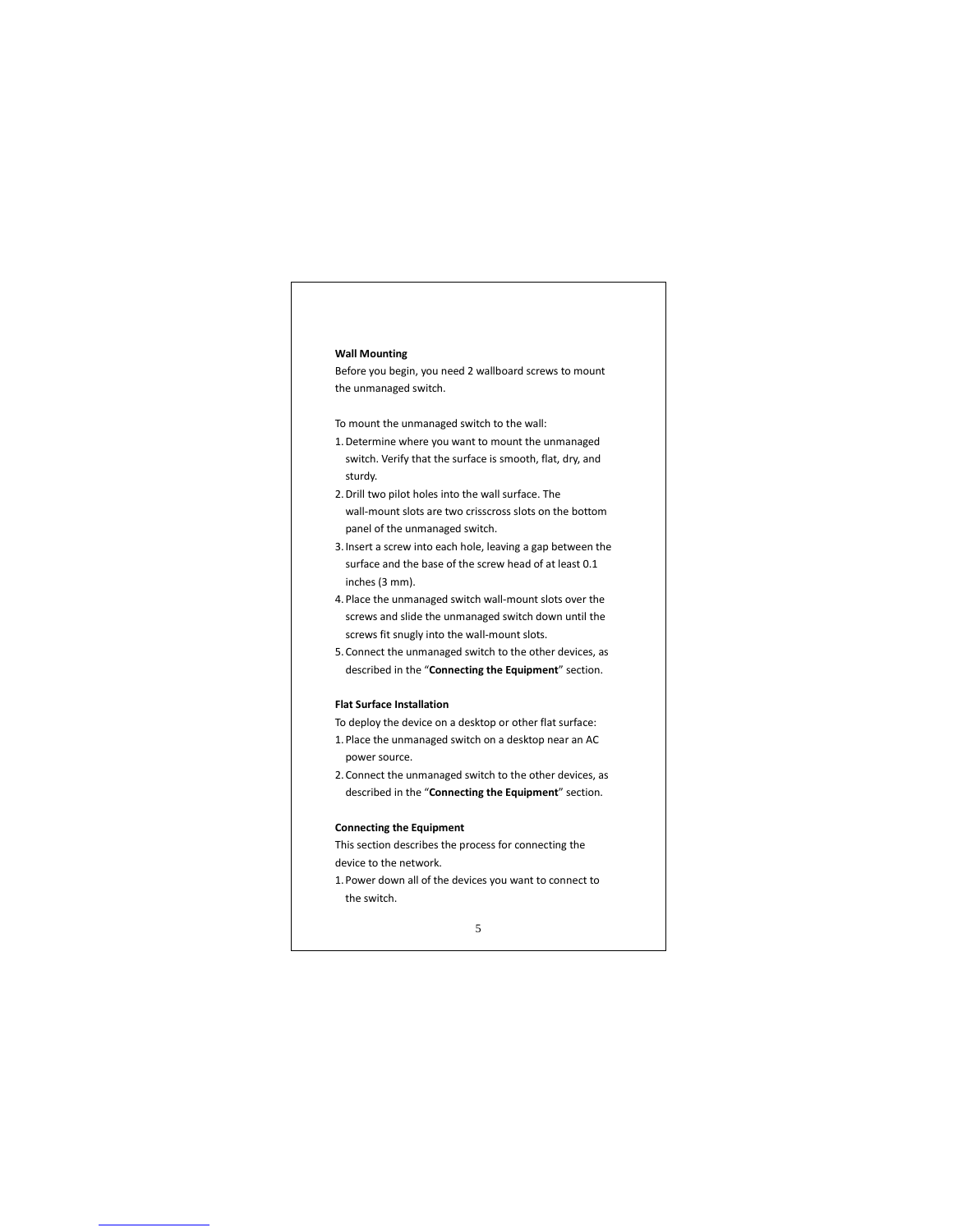**Wall Mounting**

Before you begin, you need 2 wallboard screws to mount the unmanaged switch.

To mount the unmanaged switch to the wall:

1. Determine where you want to mount the unmanaged switch. Verify that the surface is smooth, flat, dry, and sturdy.
2. Drill two pilot holes into the wall surface. The wall-mount slots are two crisscross slots on the bottom panel of the unmanaged switch.
3. Insert a screw into each hole, leaving a gap between the surface and the base of the screw head of at least 0.1 inches (3 mm).
4. Place the unmanaged switch wall-mount slots over the screws and slide the unmanaged switch down until the screws fit snugly into the wall-mount slots.
5. Connect the unmanaged switch to the other devices, as described in the "**Connecting the Equipment**" section.

**Flat Surface Installation**

To deploy the device on a desktop or other flat surface:

1. Place the unmanaged switch on a desktop near an AC power source.
2. Connect the unmanaged switch to the other devices, as described in the "**Connecting the Equipment**" section.

**Connecting the Equipment**

This section describes the process for connecting the device to the network.

1. Power down all of the devices you want to connect to the switch.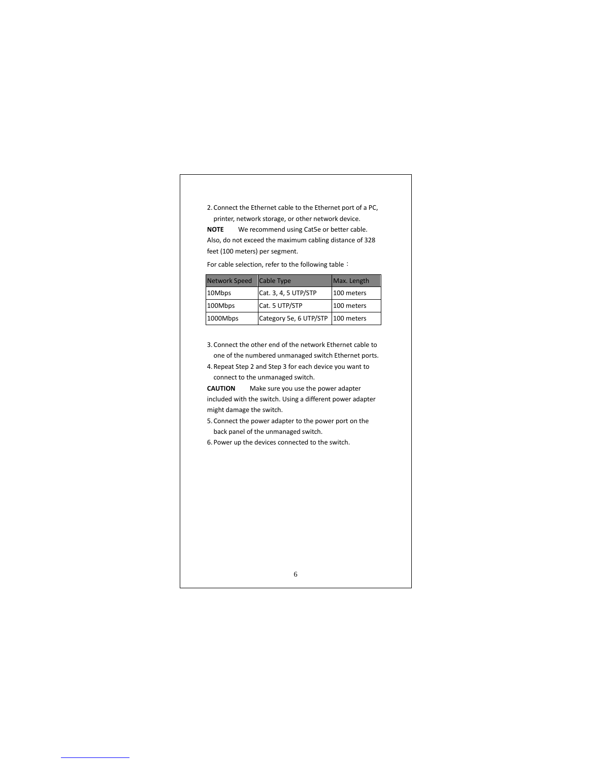2. Connect the Ethernet cable to the Ethernet port of a PC, printer, network storage, or other network device.

**NOTE** We recommend using Cat5e or better cable. Also, do not exceed the maximum cabling distance of 328 feet (100 meters) per segment.

For cable selection, refer to the following table：

| Network Speed | Cable Type | Max. Length |
| --- | --- | --- |
| 10Mbps | Cat. 3, 4, 5 UTP/STP | 100 meters |
| 100Mbps | Cat. 5 UTP/STP | 100 meters |
| 1000Mbps | Category 5e, 6 UTP/STP | 100 meters |

3. Connect the other end of the network Ethernet cable to one of the numbered unmanaged switch Ethernet ports.
4. Repeat Step 2 and Step 3 for each device you want to connect to the unmanaged switch.

**CAUTION** Make sure you use the power adapter included with the switch. Using a different power adapter might damage the switch.

5. Connect the power adapter to the power port on the back panel of the unmanaged switch.
6. Power up the devices connected to the switch.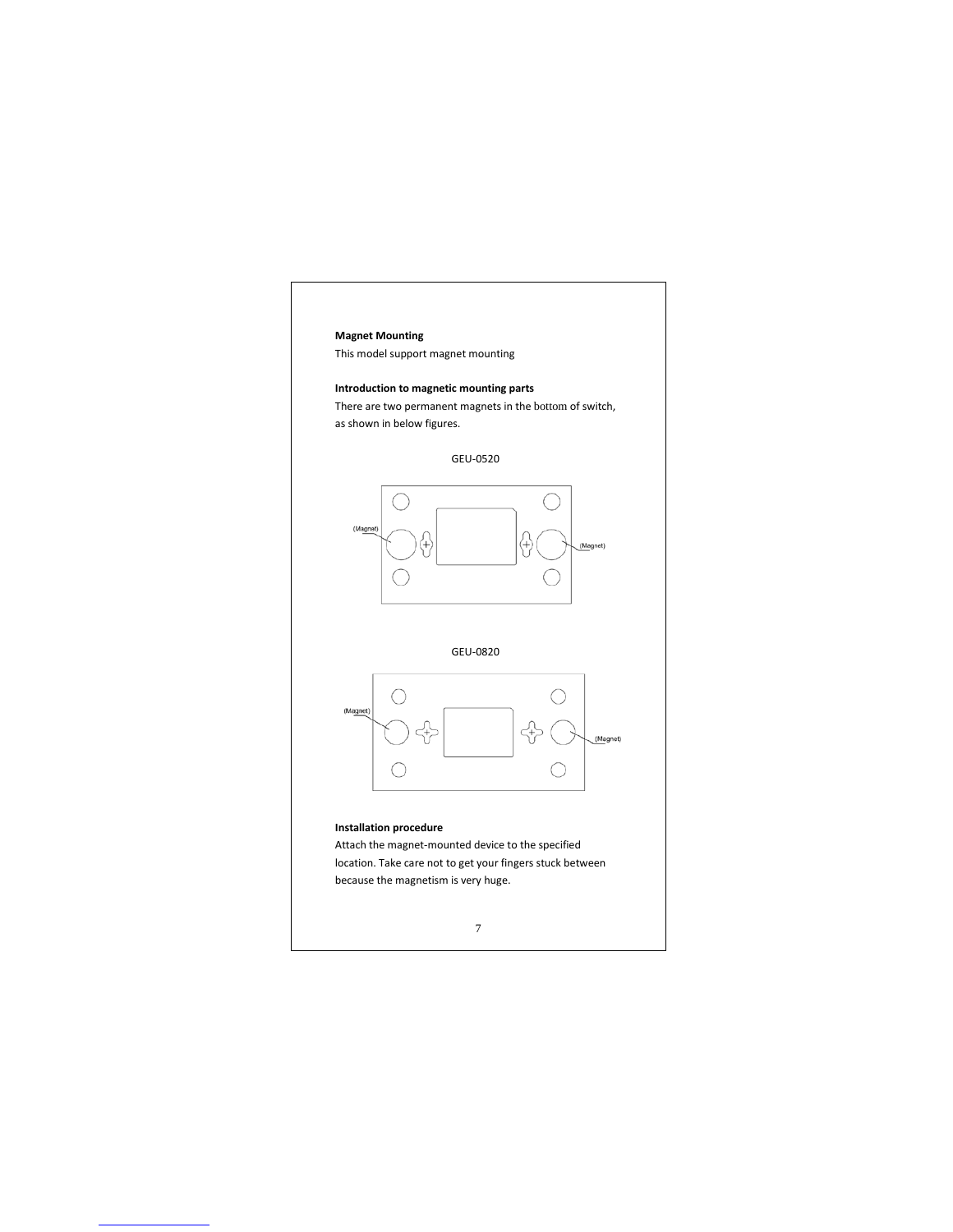**Magnet Mounting**

This model support magnet mounting

**Introduction to magnetic mounting parts**

There are two permanent magnets in the bottom of switch, as shown in below figures.

GEU-0520

(Magnet) (Megnet)

GEU-0820

(Magnet) (Magnet)

**Installation procedure**

Attach the magnet-mounted device to the specified location. Take care not to get your fingers stuck between because the magnetism is very huge.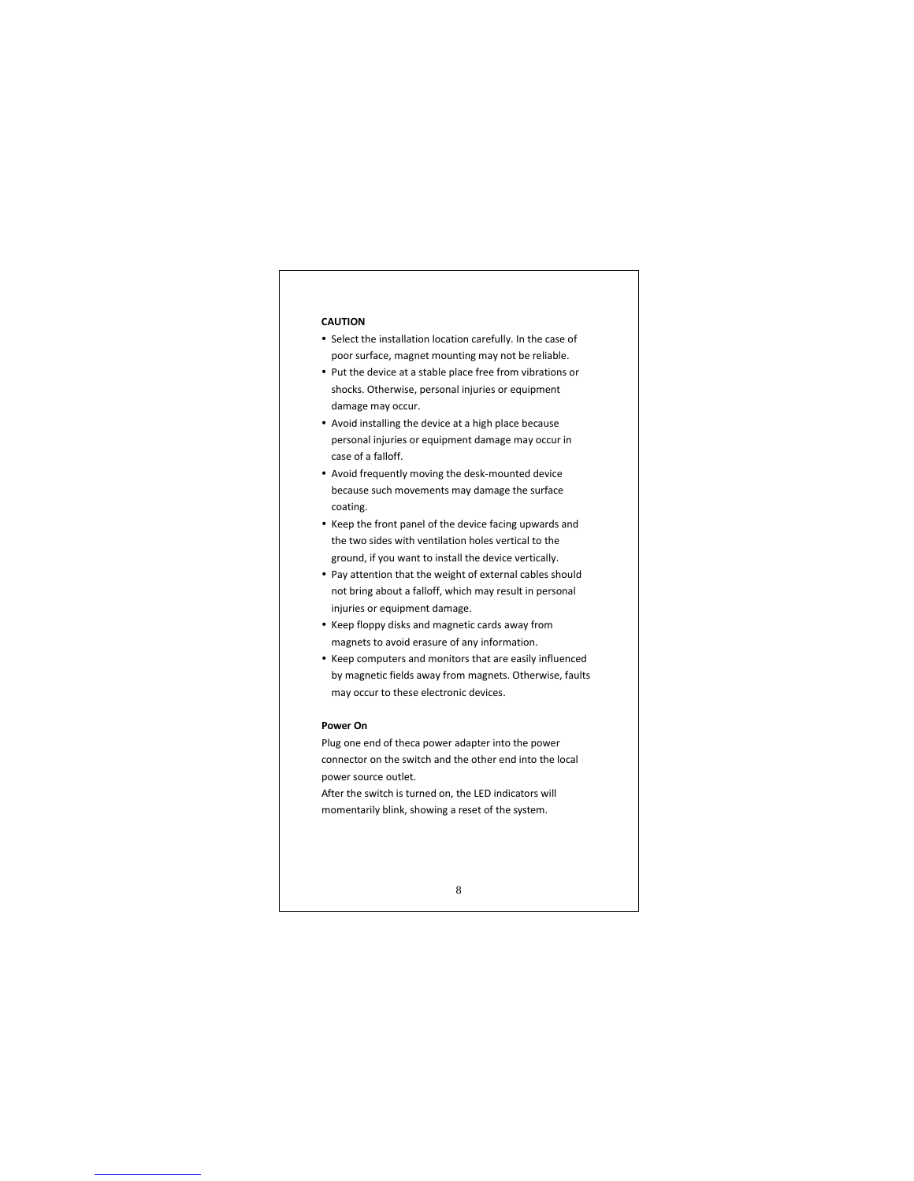**CAUTION**

- Select the installation location carefully. In the case of poor surface, magnet mounting may not be reliable.
- Put the device at a stable place free from vibrations or shocks. Otherwise, personal injuries or equipment damage may occur.
- Avoid installing the device at a high place because personal injuries or equipment damage may occur in case of a falloff.
- Avoid frequently moving the desk-mounted device because such movements may damage the surface coating.
- Keep the front panel of the device facing upwards and the two sides with ventilation holes vertical to the ground, if you want to install the device vertically.
- Pay attention that the weight of external cables should not bring about a falloff, which may result in personal injuries or equipment damage.
- Keep floppy disks and magnetic cards away from magnets to avoid erasure of any information.
- Keep computers and monitors that are easily influenced by magnetic fields away from magnets. Otherwise, faults may occur to these electronic devices.

**Power On**

Plug one end of theca power adapter into the power connector on the switch and the other end into the local power source outlet.
After the switch is turned on, the LED indicators will momentarily blink, showing a reset of the system.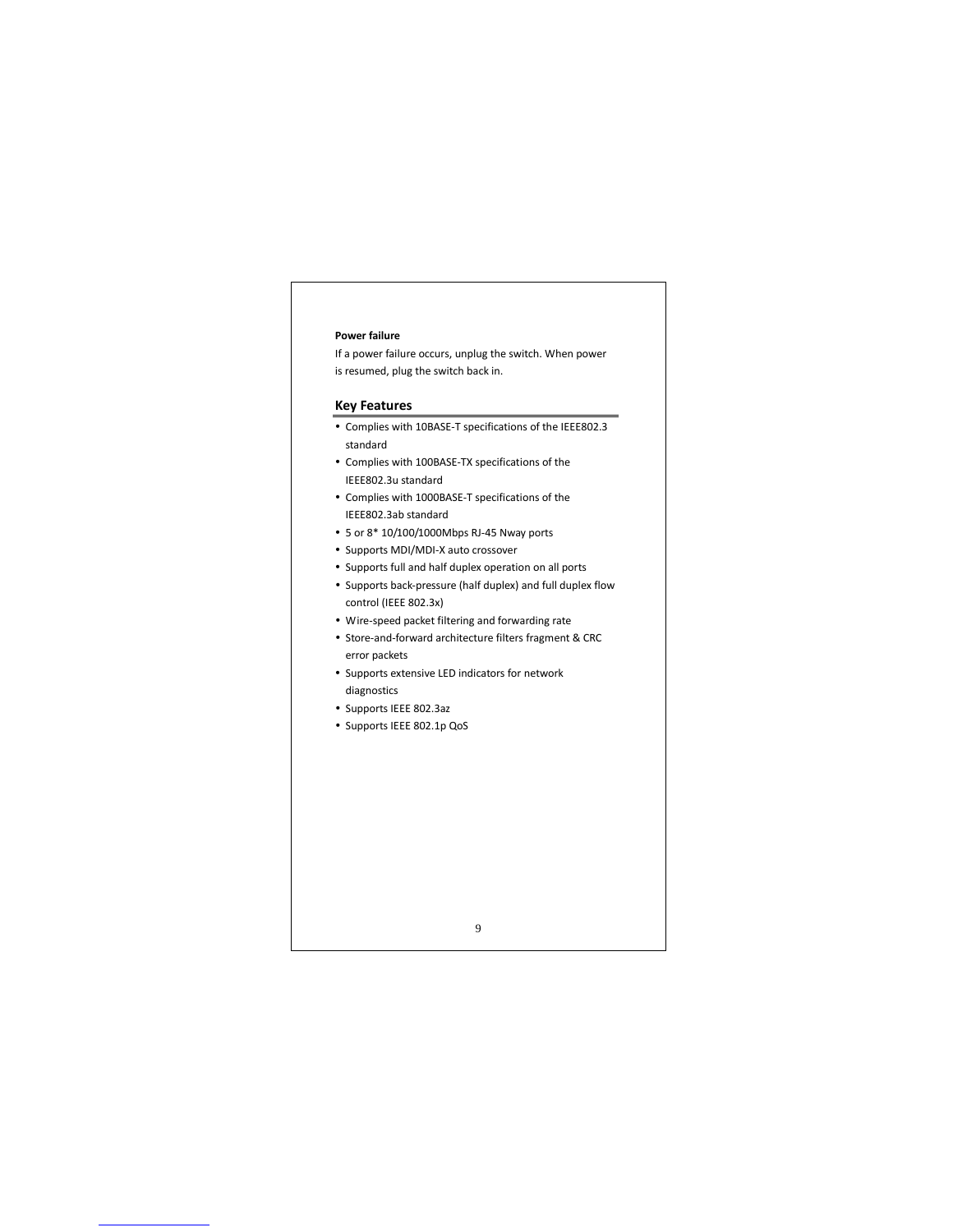**Power failure**

If a power failure occurs, unplug the switch. When power is resumed, plug the switch back in.

## Key Features

- Complies with 10BASE-T specifications of the IEEE802.3 standard
- Complies with 100BASE-TX specifications of the IEEE802.3u standard
- Complies with 1000BASE-T specifications of the IEEE802.3ab standard
- 5 or 8* 10/100/1000Mbps RJ-45 Nway ports
- Supports MDI/MDI-X auto crossover
- Supports full and half duplex operation on all ports
- Supports back-pressure (half duplex) and full duplex flow control (IEEE 802.3x)
- Wire-speed packet filtering and forwarding rate
- Store-and-forward architecture filters fragment & CRC error packets
- Supports extensive LED indicators for network diagnostics
- Supports IEEE 802.3az
- Supports IEEE 802.1p QoS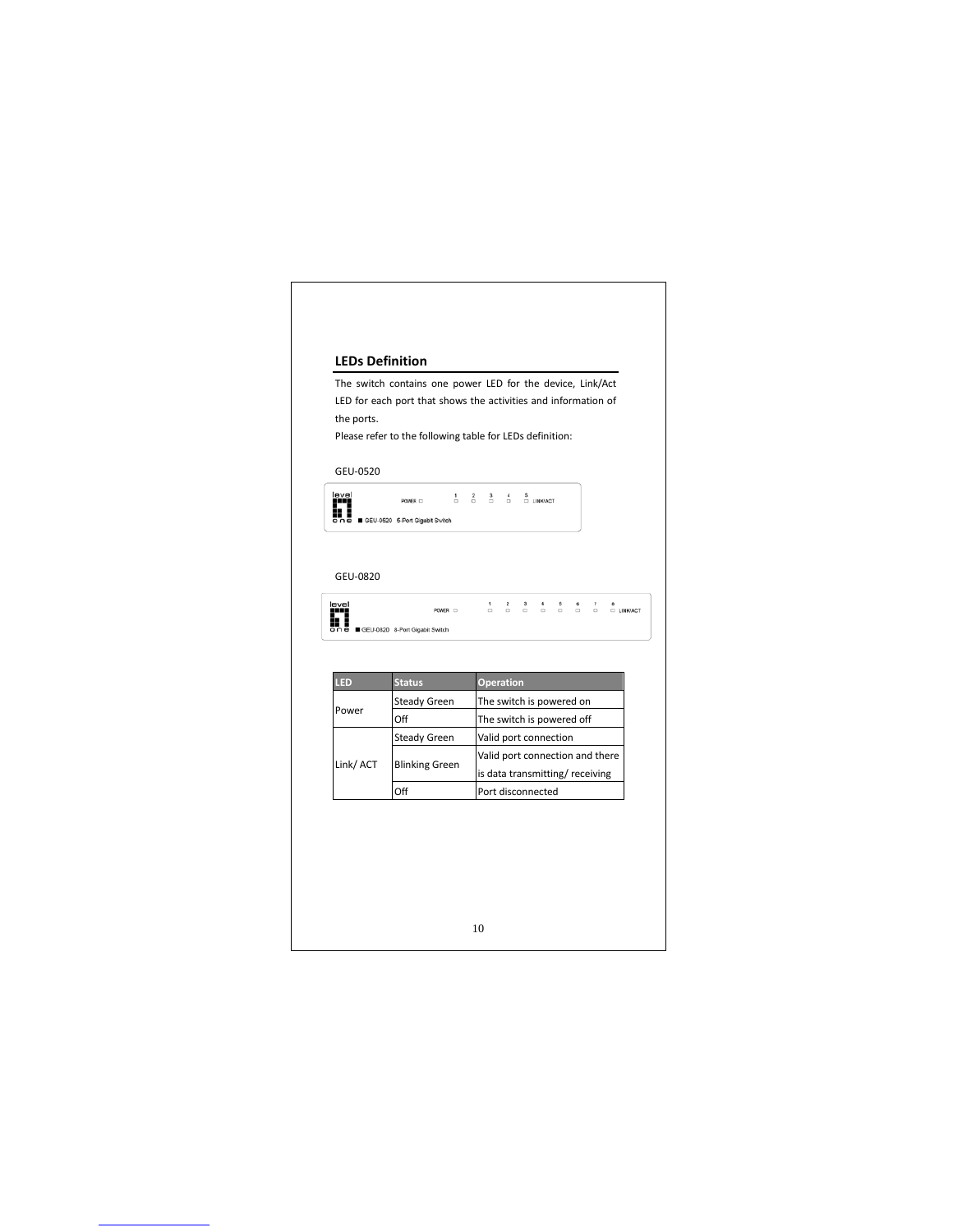## LEDs Definition

The switch contains one power LED for the device, Link/Act LED for each port that shows the activities and information of the ports.

Please refer to the following table for LEDs definition:

GEU-0520

GEU-0820

| LED | Status | Operation |
|---|---|---|
| Power | Steady Green | The switch is powered on |
| | Off | The switch is powered off |
| Link/ ACT | Steady Green | Valid port connection |
| | Blinking Green | Valid port connection and there is data transmitting/ receiving |
| | Off | Port disconnected |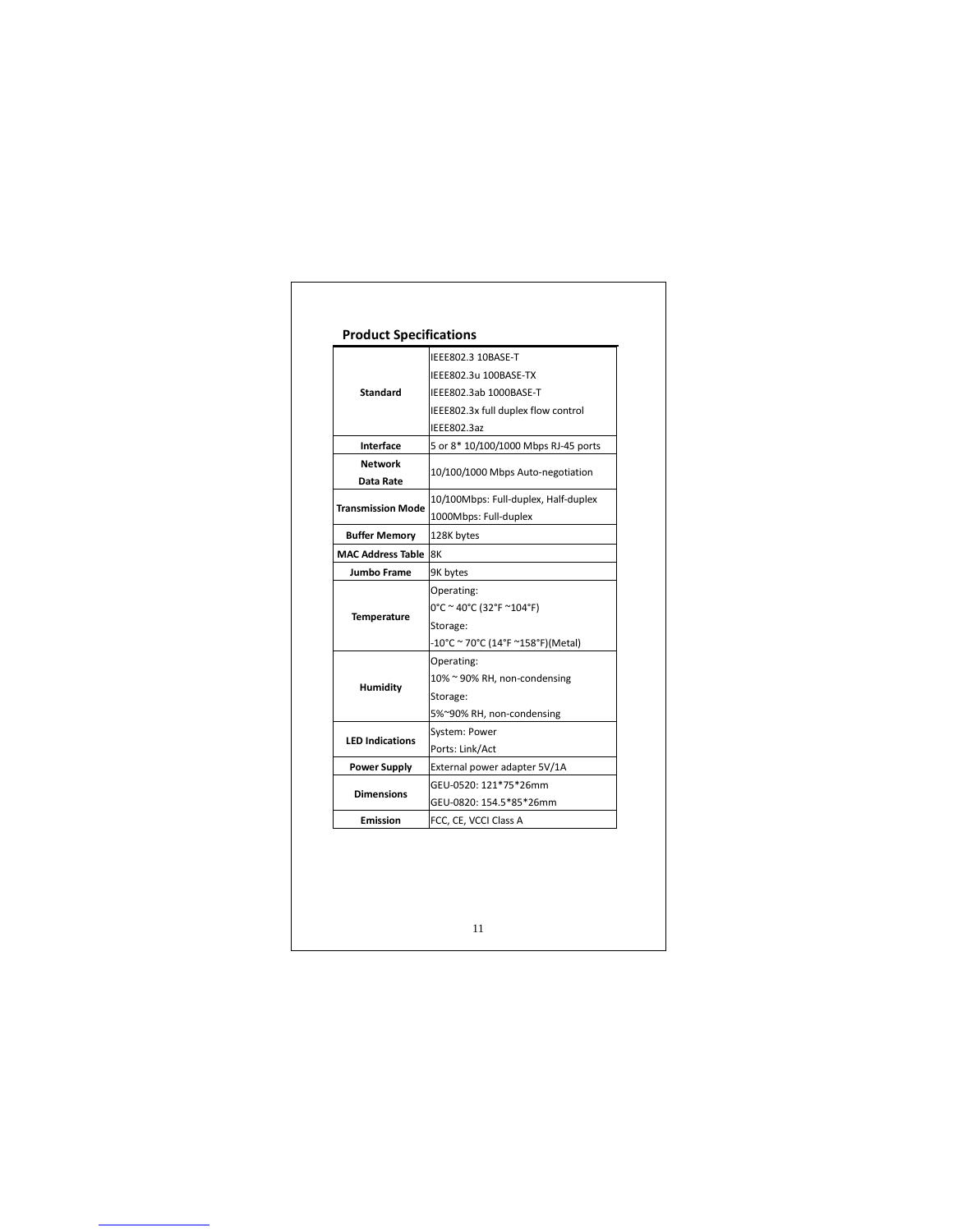## Product Specifications

| | |
|---|---|
| **Standard** | IEEE802.3 10BASE-T<br>IEEE802.3u 100BASE-TX<br>IEEE802.3ab 1000BASE-T<br>IEEE802.3x full duplex flow control<br>IEEE802.3az |
| **Interface** | 5 or 8* 10/100/1000 Mbps RJ-45 ports |
| **Network Data Rate** | 10/100/1000 Mbps Auto-negotiation |
| **Transmission Mode** | 10/100Mbps: Full-duplex, Half-duplex<br>1000Mbps: Full-duplex |
| **Buffer Memory** | 128K bytes |
| **MAC Address Table** | 8K |
| **Jumbo Frame** | 9K bytes |
| **Temperature** | Operating:<br>0°C ~ 40°C (32°F ~104°F)<br>Storage:<br>-10°C ~ 70°C (14°F ~158°F)(Metal) |
| **Humidity** | Operating:<br>10% ~ 90% RH, non-condensing<br>Storage:<br>5%~90% RH, non-condensing |
| **LED Indications** | System: Power<br>Ports: Link/Act |
| **Power Supply** | External power adapter 5V/1A |
| **Dimensions** | GEU-0520: 121*75*26mm<br>GEU-0820: 154.5*85*26mm |
| **Emission** | FCC, CE, VCCI Class A |